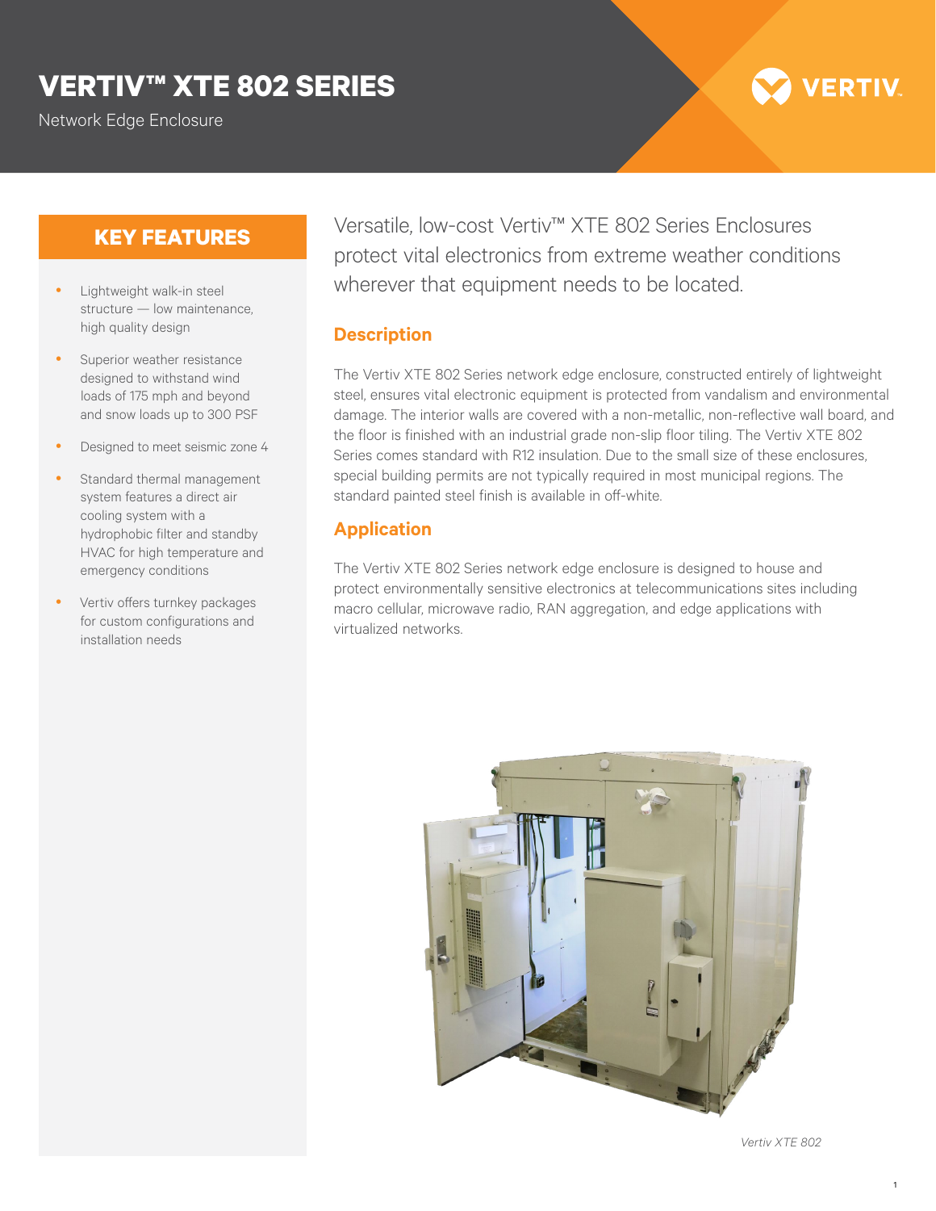# VERTIV™ XTE 802 SERIES

Network Edge Enclosure

## KEY FEATURES

- Lightweight walk-in steel structure — low maintenance, high quality design
- Superior weather resistance designed to withstand wind loads of 175 mph and beyond and snow loads up to 300 PSF
- Designed to meet seismic zone 4
- Standard thermal management system features a direct air cooling system with a hydrophobic filter and standby HVAC for high temperature and emergency conditions
- Vertiv offers turnkey packages for custom configurations and installation needs

Versatile, low-cost Vertiv™ XTE 802 Series Enclosures protect vital electronics from extreme weather conditions wherever that equipment needs to be located.

## Description

The Vertiv XTE 802 Series network edge enclosure, constructed entirely of lightweight steel, ensures vital electronic equipment is protected from vandalism and environmental damage. The interior walls are covered with a non-metallic, non-reflective wall board, and the floor is finished with an industrial grade non-slip floor tiling. The Vertiv XTE 802 Series comes standard with R12 insulation. Due to the small size of these enclosures, special building permits are not typically required in most municipal regions. The standard painted steel finish is available in off-white.

## Application

The Vertiv XTE 802 Series network edge enclosure is designed to house and protect environmentally sensitive electronics at telecommunications sites including macro cellular, microwave radio, RAN aggregation, and edge applications with virtualized networks.

*Vertiv XTE 802*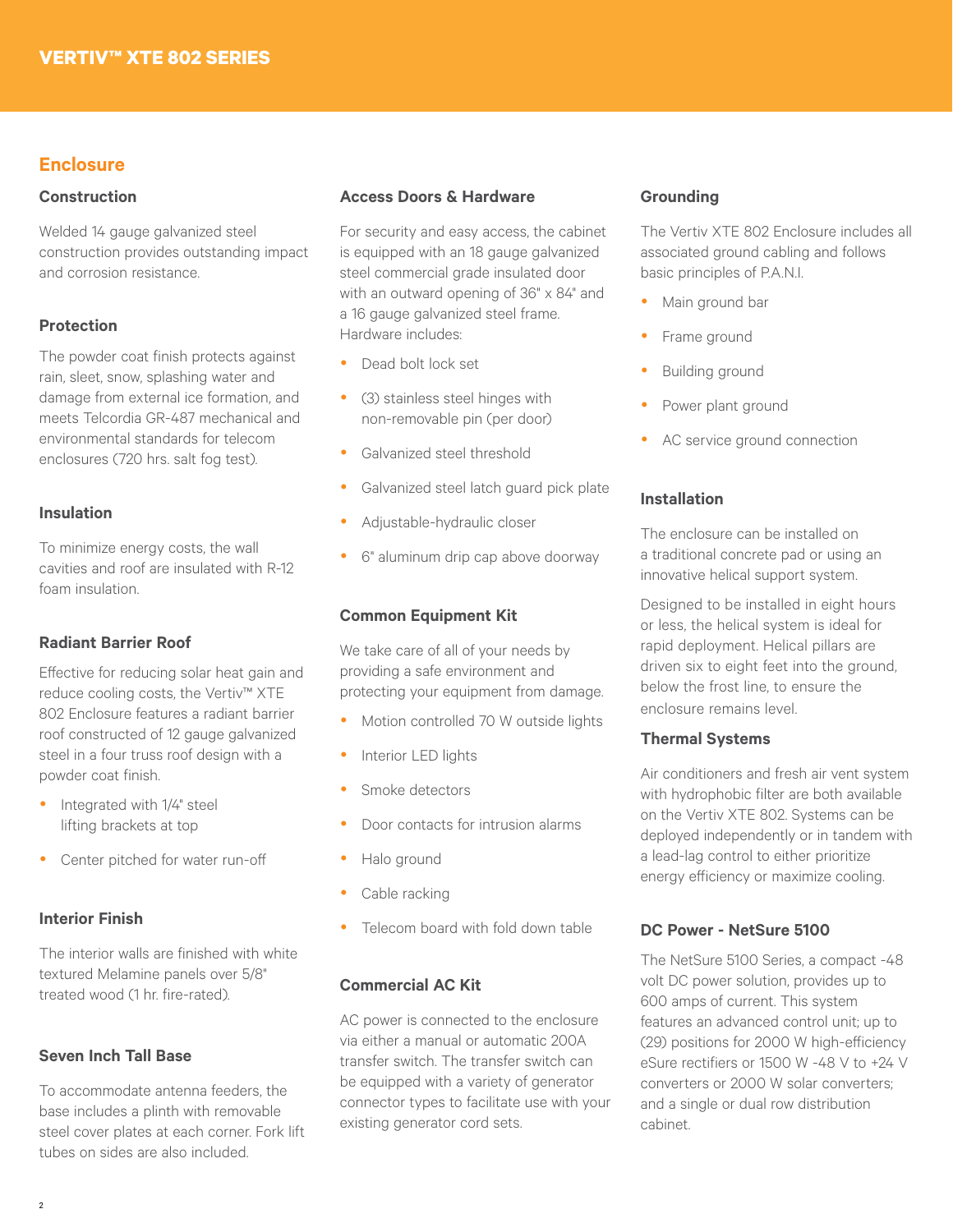## Enclosure

### Construction

Welded 14 gauge galvanized steel construction provides outstanding impact and corrosion resistance.

### Protection

The powder coat finish protects against rain, sleet, snow, splashing water and damage from external ice formation, and meets Telcordia GR-487 mechanical and environmental standards for telecom enclosures (720 hrs. salt fog test).

### Insulation

To minimize energy costs, the wall cavities and roof are insulated with R-12 foam insulation.

### Radiant Barrier Roof

Effective for reducing solar heat gain and reduce cooling costs, the Vertiv™ XTE 802 Enclosure features a radiant barrier roof constructed of 12 gauge galvanized steel in a four truss roof design with a powder coat finish.

- Integrated with 1/4" steel lifting brackets at top
- Center pitched for water run-off

### Interior Finish

The interior walls are finished with white textured Melamine panels over 5/8" treated wood (1 hr. fire-rated).

### Seven Inch Tall Base

To accommodate antenna feeders, the base includes a plinth with removable steel cover plates at each corner. Fork lift tubes on sides are also included.

### Access Doors & Hardware

For security and easy access, the cabinet is equipped with an 18 gauge galvanized steel commercial grade insulated door with an outward opening of 36" x 84" and a 16 gauge galvanized steel frame. Hardware includes:

- Dead bolt lock set
- (3) stainless steel hinges with non-removable pin (per door)
- Galvanized steel threshold
- Galvanized steel latch guard pick plate
- Adjustable-hydraulic closer
- 6" aluminum drip cap above doorway

### Common Equipment Kit

We take care of all of your needs by providing a safe environment and protecting your equipment from damage.

- Motion controlled 70 W outside lights
- Interior LED lights
- Smoke detectors
- Door contacts for intrusion alarms
- Halo ground
- Cable racking
- Telecom board with fold down table

### Commercial AC Kit

AC power is connected to the enclosure via either a manual or automatic 200A transfer switch. The transfer switch can be equipped with a variety of generator connector types to facilitate use with your existing generator cord sets.

### Grounding

The Vertiv XTE 802 Enclosure includes all associated ground cabling and follows basic principles of P.A.N.I.

- Main ground bar
- Frame ground
- Building ground
- Power plant ground
- AC service ground connection

### Installation

The enclosure can be installed on a traditional concrete pad or using an innovative helical support system.

Designed to be installed in eight hours or less, the helical system is ideal for rapid deployment. Helical pillars are driven six to eight feet into the ground, below the frost line, to ensure the enclosure remains level.

### Thermal Systems

Air conditioners and fresh air vent system with hydrophobic filter are both available on the Vertiv XTE 802. Systems can be deployed independently or in tandem with a lead-lag control to either prioritize energy efficiency or maximize cooling.

### DC Power - NetSure 5100

The NetSure 5100 Series, a compact -48 volt DC power solution, provides up to 600 amps of current. This system features an advanced control unit; up to (29) positions for 2000 W high-efficiency eSure rectifiers or 1500 W -48 V to +24 V converters or 2000 W solar converters; and a single or dual row distribution cabinet.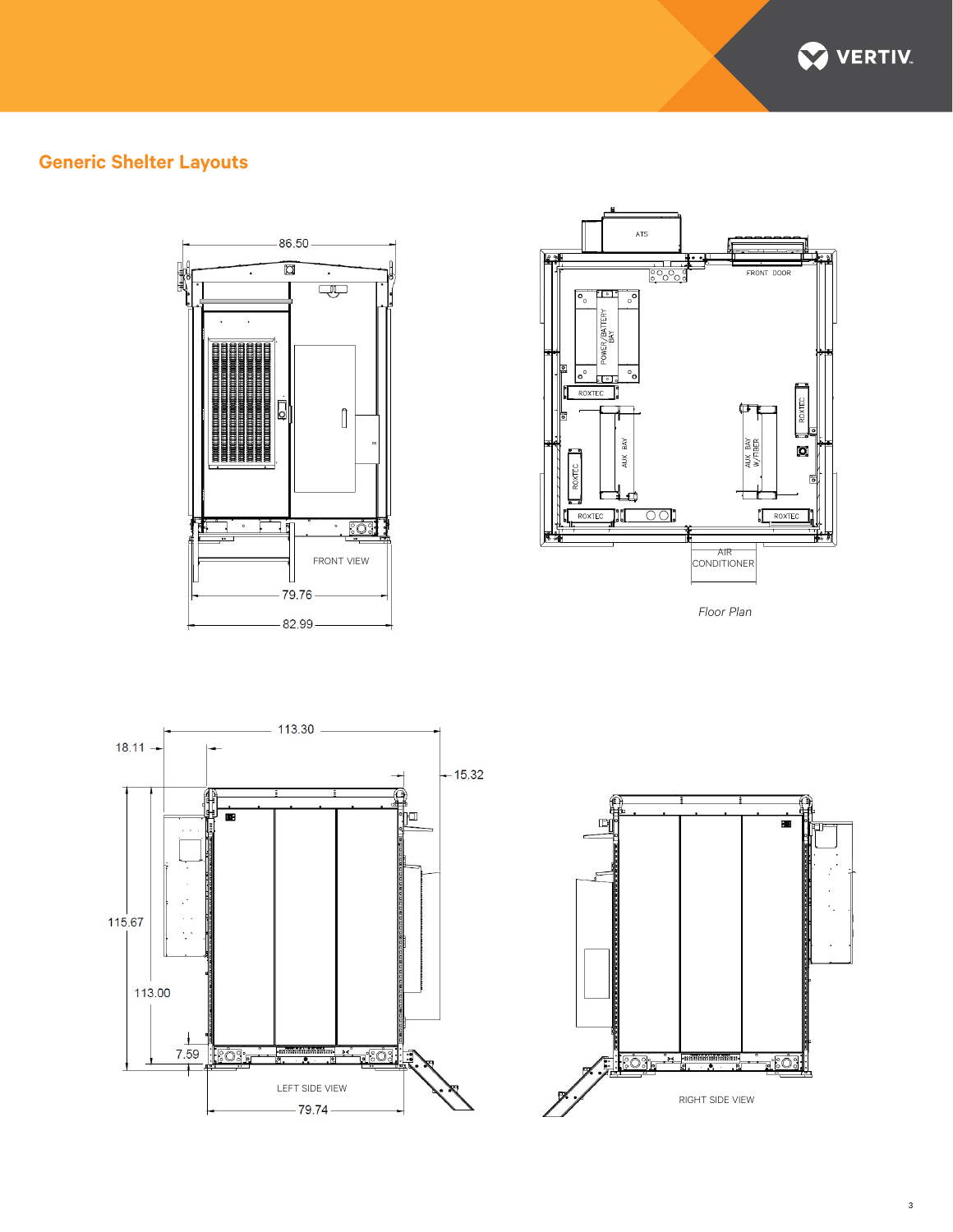## Generic Shelter Layouts

86.50

FRONT VIEW

79.76

82.99

ATS

FRONT DOOR

POWER/BATTERY BAY

ROXTEC

AUX BAY

AUX BAY W/FIBER

ROXTEC

ROXTEC

ROXTEC

ROXTEC

AIR CONDITIONER

*Floor Plan*

113.30

18.11

15.32

115.67

113.00

7.59

LEFT SIDE VIEW

79.74

RIGHT SIDE VIEW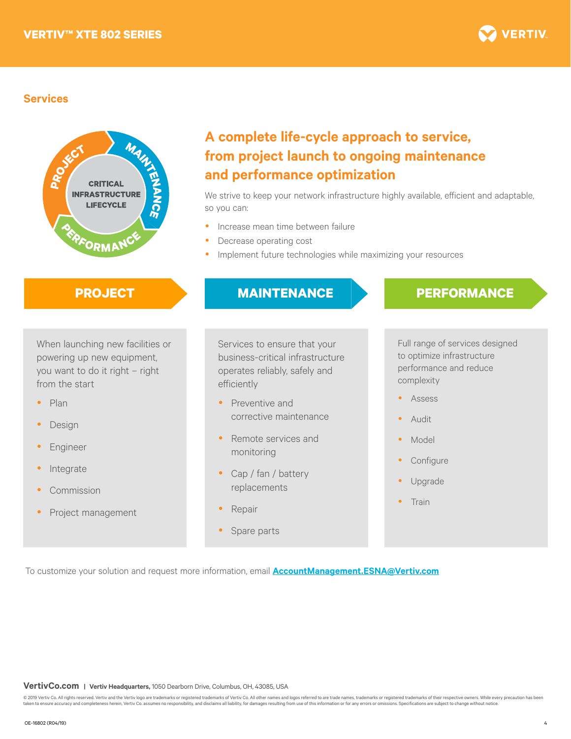## Services

CRITICAL INFRASTRUCTURE LIFECYCLE

PROJECT

MAINTENANCE

PERFORMANCE

### A complete life-cycle approach to service, from project launch to ongoing maintenance and performance optimization

We strive to keep your network infrastructure highly available, efficient and adaptable, so you can:

- Increase mean time between failure
- Decrease operating cost
- Implement future technologies while maximizing your resources

### PROJECT

When launching new facilities or powering up new equipment, you want to do it right – right from the start

- Plan
- Design
- Engineer
- Integrate
- Commission
- Project management

### MAINTENANCE

Services to ensure that your business-critical infrastructure operates reliably, safely and efficiently

- Preventive and corrective maintenance
- Remote services and monitoring
- Cap / fan / battery replacements
- Repair
- Spare parts

### PERFORMANCE

Full range of services designed to optimize infrastructure performance and reduce complexity

- Assess
- Audit
- Model
- Configure
- Upgrade
- Train

To customize your solution and request more information, email **AccountManagement.ESNA@Vertiv.com**

**VertivCo.com** | **Vertiv Headquarters,** 1050 Dearborn Drive, Columbus, OH, 43085, USA

© 2019 Vertiv Co. All rights reserved. Vertiv and the Vertiv logo are trademarks or registered trademarks of Vertiv Co. All other names and logos referred to are trade names, trademarks or registered trademarks of their respective owners. While every precaution has been taken to ensure accuracy and completeness herein, Vertiv Co. assumes no responsibility, and disclaims all liability, for damages resulting from use of this information or for any errors or omissions. Specifications are subject to change without notice.

OE-16802 (R04/19)